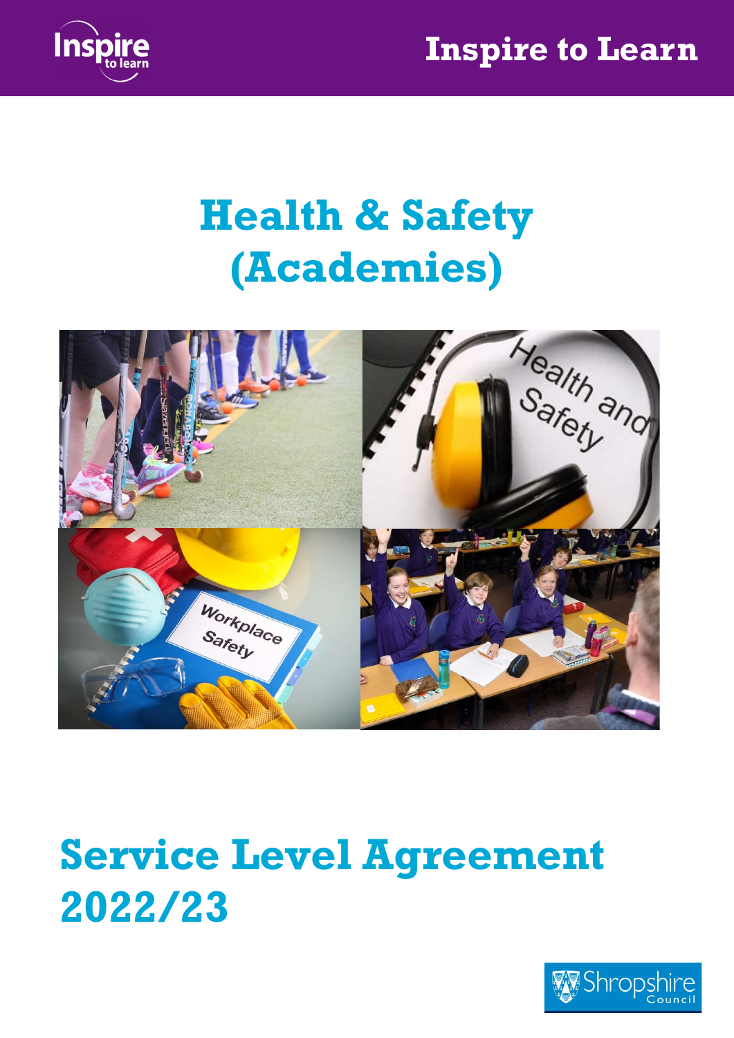Inspire to Learn

# Health & Safety (Academies)

# Service Level Agreement 2022/23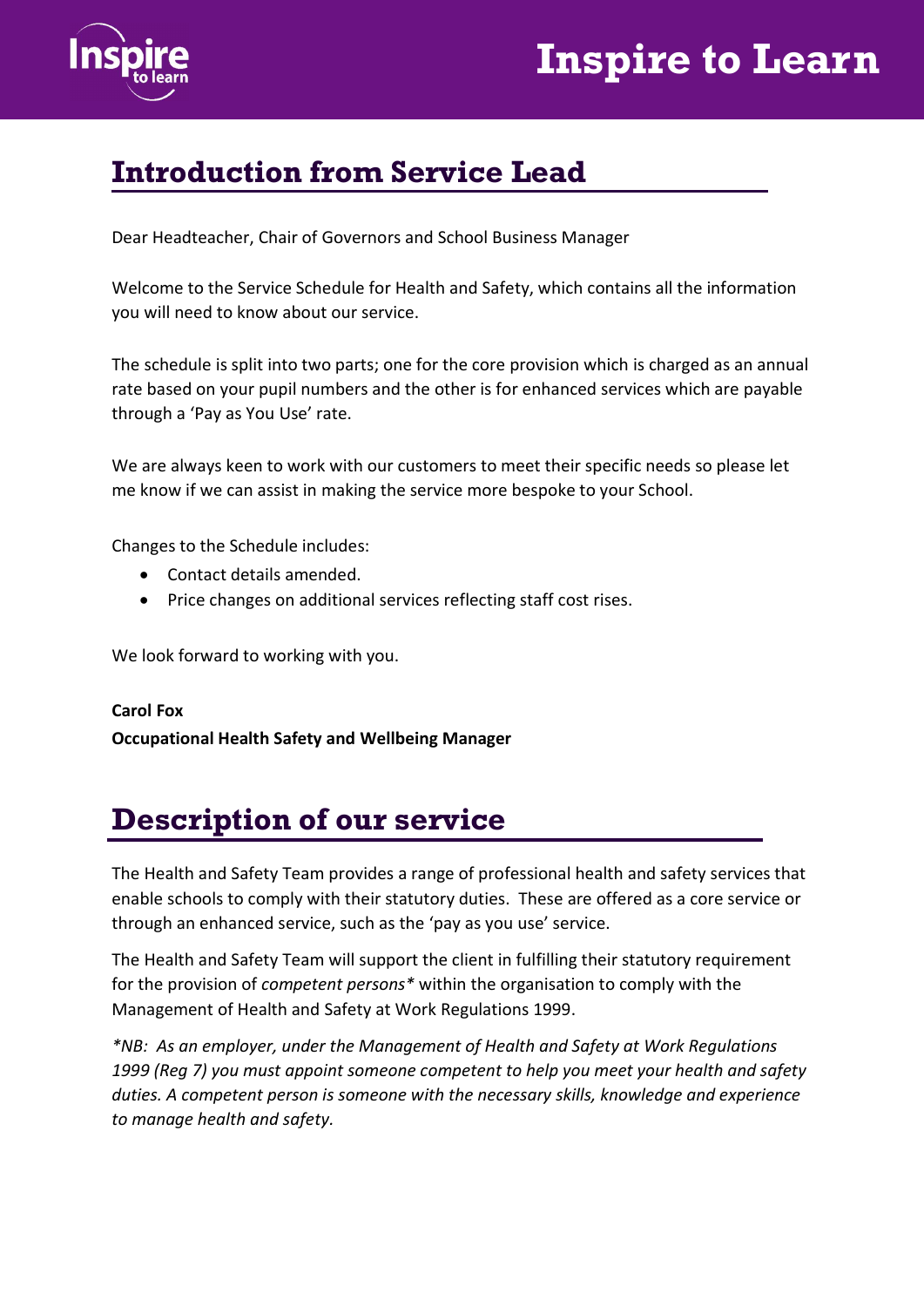## Introduction from Service Lead

Dear Headteacher, Chair of Governors and School Business Manager

Welcome to the Service Schedule for Health and Safety, which contains all the information you will need to know about our service.

The schedule is split into two parts; one for the core provision which is charged as an annual rate based on your pupil numbers and the other is for enhanced services which are payable through a 'Pay as You Use' rate.

We are always keen to work with our customers to meet their specific needs so please let me know if we can assist in making the service more bespoke to your School.

Changes to the Schedule includes:

- Contact details amended.
- Price changes on additional services reflecting staff cost rises.

We look forward to working with you.

**Carol Fox**
**Occupational Health Safety and Wellbeing Manager**

## Description of our service

The Health and Safety Team provides a range of professional health and safety services that enable schools to comply with their statutory duties. These are offered as a core service or through an enhanced service, such as the 'pay as you use' service.

The Health and Safety Team will support the client in fulfilling their statutory requirement for the provision of *competent persons** within the organisation to comply with the Management of Health and Safety at Work Regulations 1999.

**NB: As an employer, under the Management of Health and Safety at Work Regulations 1999 (Reg 7) you must appoint someone competent to help you meet your health and safety duties. A competent person is someone with the necessary skills, knowledge and experience to manage health and safety.*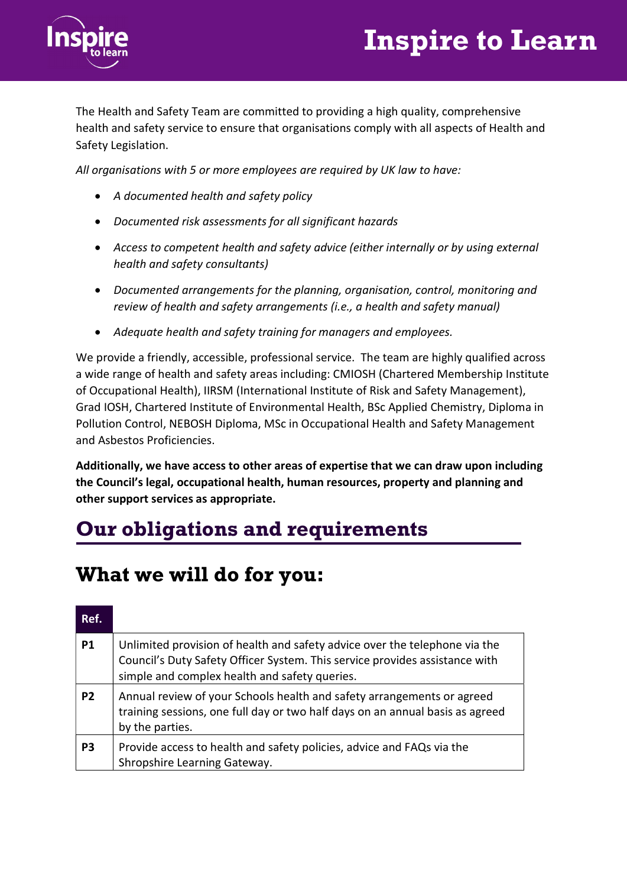The Health and Safety Team are committed to providing a high quality, comprehensive health and safety service to ensure that organisations comply with all aspects of Health and Safety Legislation.

*All organisations with 5 or more employees are required by UK law to have:*

- *A documented health and safety policy*
- *Documented risk assessments for all significant hazards*
- *Access to competent health and safety advice (either internally or by using external health and safety consultants)*
- *Documented arrangements for the planning, organisation, control, monitoring and review of health and safety arrangements (i.e., a health and safety manual)*
- *Adequate health and safety training for managers and employees.*

We provide a friendly, accessible, professional service. The team are highly qualified across a wide range of health and safety areas including: CMIOSH (Chartered Membership Institute of Occupational Health), IIRSM (International Institute of Risk and Safety Management), Grad IOSH, Chartered Institute of Environmental Health, BSc Applied Chemistry, Diploma in Pollution Control, NEBOSH Diploma, MSc in Occupational Health and Safety Management and Asbestos Proficiencies.

**Additionally, we have access to other areas of expertise that we can draw upon including the Council's legal, occupational health, human resources, property and planning and other support services as appropriate.**

## Our obligations and requirements

## What we will do for you:

| Ref. | |
|---|---|
| **P1** | Unlimited provision of health and safety advice over the telephone via the Council's Duty Safety Officer System. This service provides assistance with simple and complex health and safety queries. |
| **P2** | Annual review of your Schools health and safety arrangements or agreed training sessions, one full day or two half days on an annual basis as agreed by the parties. |
| **P3** | Provide access to health and safety policies, advice and FAQs via the Shropshire Learning Gateway. |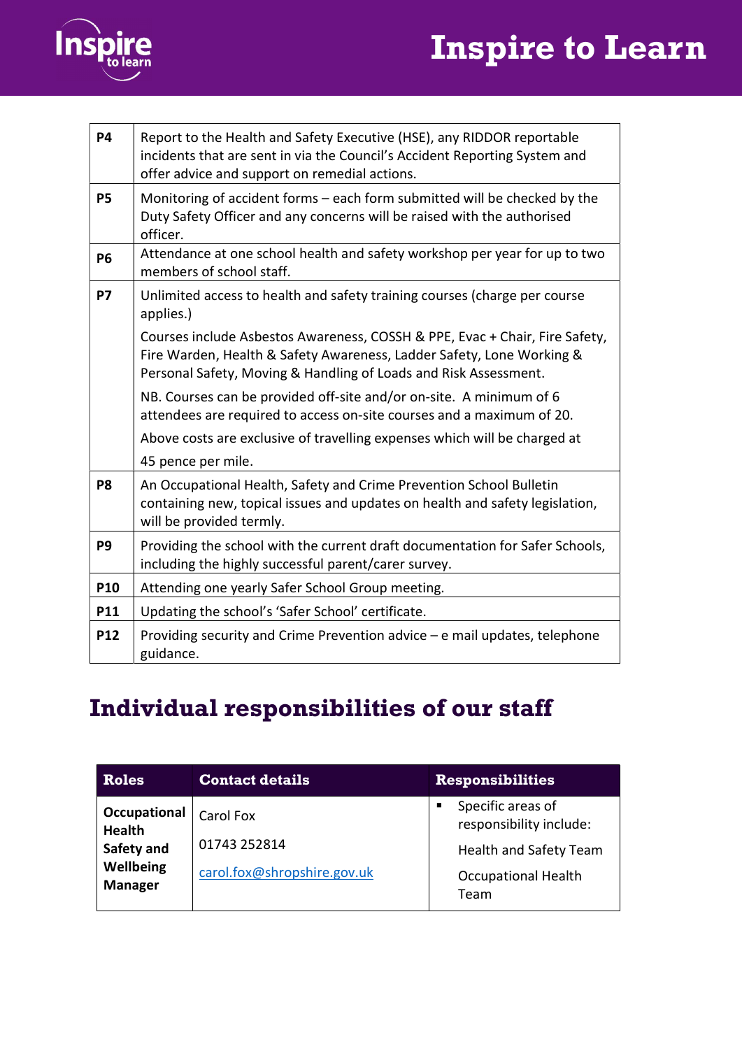| | |
|---|---|
| **P4** | Report to the Health and Safety Executive (HSE), any RIDDOR reportable incidents that are sent in via the Council's Accident Reporting System and offer advice and support on remedial actions. |
| **P5** | Monitoring of accident forms – each form submitted will be checked by the Duty Safety Officer and any concerns will be raised with the authorised officer. |
| **P6** | Attendance at one school health and safety workshop per year for up to two members of school staff. |
| **P7** | Unlimited access to health and safety training courses (charge per course applies.)<br><br>Courses include Asbestos Awareness, COSSH & PPE, Evac + Chair, Fire Safety, Fire Warden, Health & Safety Awareness, Ladder Safety, Lone Working & Personal Safety, Moving & Handling of Loads and Risk Assessment.<br><br>NB. Courses can be provided off-site and/or on-site. A minimum of 6 attendees are required to access on-site courses and a maximum of 20.<br><br>Above costs are exclusive of travelling expenses which will be charged at<br><br>45 pence per mile. |
| **P8** | An Occupational Health, Safety and Crime Prevention School Bulletin containing new, topical issues and updates on health and safety legislation, will be provided termly. |
| **P9** | Providing the school with the current draft documentation for Safer Schools, including the highly successful parent/carer survey. |
| **P10** | Attending one yearly Safer School Group meeting. |
| **P11** | Updating the school's 'Safer School' certificate. |
| **P12** | Providing security and Crime Prevention advice – e mail updates, telephone guidance. |

# Individual responsibilities of our staff

| Roles | Contact details | Responsibilities |
|---|---|---|
| **Occupational Health Safety and Wellbeing Manager** | Carol Fox<br><br>01743 252814<br><br>carol.fox@shropshire.gov.uk | ▪ Specific areas of responsibility include:<br><br>Health and Safety Team<br><br>Occupational Health Team |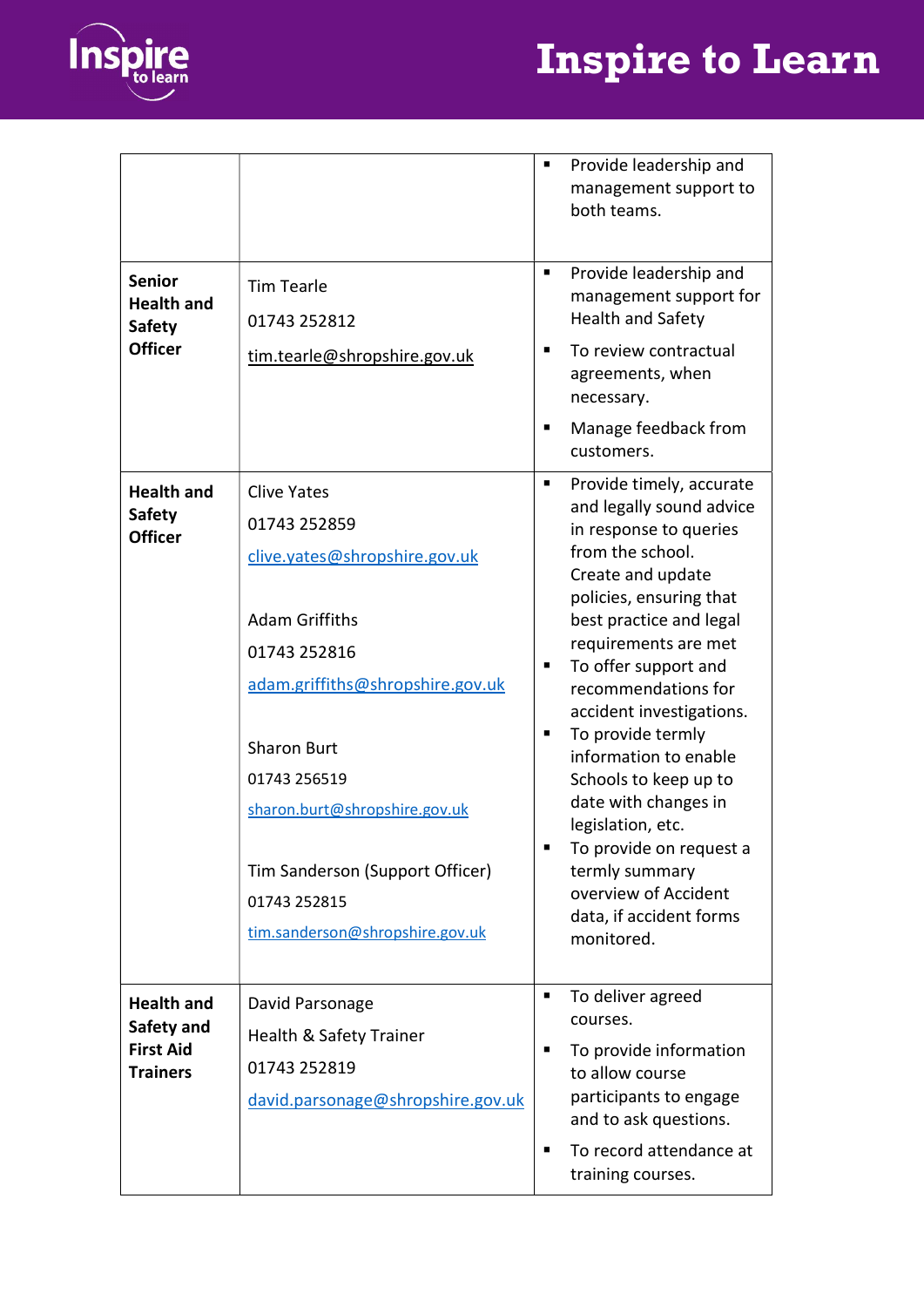| | | |
|---|---|---|
| | | ▪ Provide leadership and management support to both teams. |
| **Senior Health and Safety Officer** | Tim Tearle<br>01743 252812<br>tim.tearle@shropshire.gov.uk | ▪ Provide leadership and management support for Health and Safety<br>▪ To review contractual agreements, when necessary.<br>▪ Manage feedback from customers. |
| **Health and Safety Officer** | Clive Yates<br>01743 252859<br>clive.yates@shropshire.gov.uk<br><br>Adam Griffiths<br>01743 252816<br>adam.griffiths@shropshire.gov.uk<br><br>Sharon Burt<br>01743 256519<br>sharon.burt@shropshire.gov.uk<br><br>Tim Sanderson (Support Officer)<br>01743 252815<br>tim.sanderson@shropshire.gov.uk | ▪ Provide timely, accurate and legally sound advice in response to queries from the school. Create and update policies, ensuring that best practice and legal requirements are met<br>▪ To offer support and recommendations for accident investigations.<br>▪ To provide termly information to enable Schools to keep up to date with changes in legislation, etc.<br>▪ To provide on request a termly summary overview of Accident data, if accident forms monitored. |
| **Health and Safety and First Aid Trainers** | David Parsonage<br>Health & Safety Trainer<br>01743 252819<br>david.parsonage@shropshire.gov.uk | ▪ To deliver agreed courses.<br>▪ To provide information to allow course participants to engage and to ask questions.<br>▪ To record attendance at training courses. |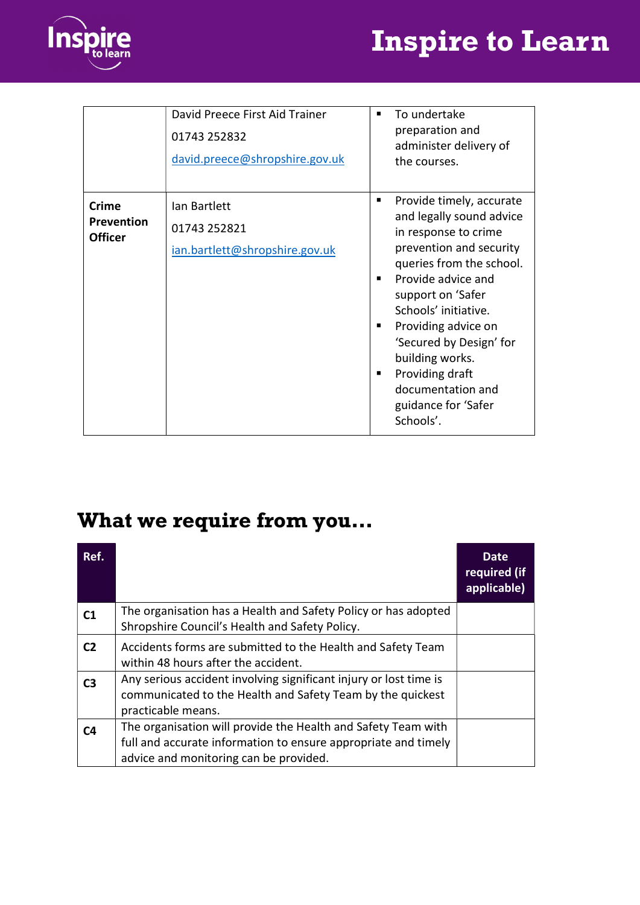| | | |
|---|---|---|
| | David Preece First Aid Trainer<br>01743 252832<br>david.preece@shropshire.gov.uk | ▪ To undertake preparation and administer delivery of the courses. |
| **Crime Prevention Officer** | Ian Bartlett<br>01743 252821<br>ian.bartlett@shropshire.gov.uk | ▪ Provide timely, accurate and legally sound advice in response to crime prevention and security queries from the school.<br>▪ Provide advice and support on 'Safer Schools' initiative.<br>▪ Providing advice on 'Secured by Design' for building works.<br>▪ Providing draft documentation and guidance for 'Safer Schools'. |

## What we require from you…

| Ref. | | Date required (if applicable) |
|---|---|---|
| **C1** | The organisation has a Health and Safety Policy or has adopted Shropshire Council's Health and Safety Policy. | |
| **C2** | Accidents forms are submitted to the Health and Safety Team within 48 hours after the accident. | |
| **C3** | Any serious accident involving significant injury or lost time is communicated to the Health and Safety Team by the quickest practicable means. | |
| **C4** | The organisation will provide the Health and Safety Team with full and accurate information to ensure appropriate and timely advice and monitoring can be provided. | |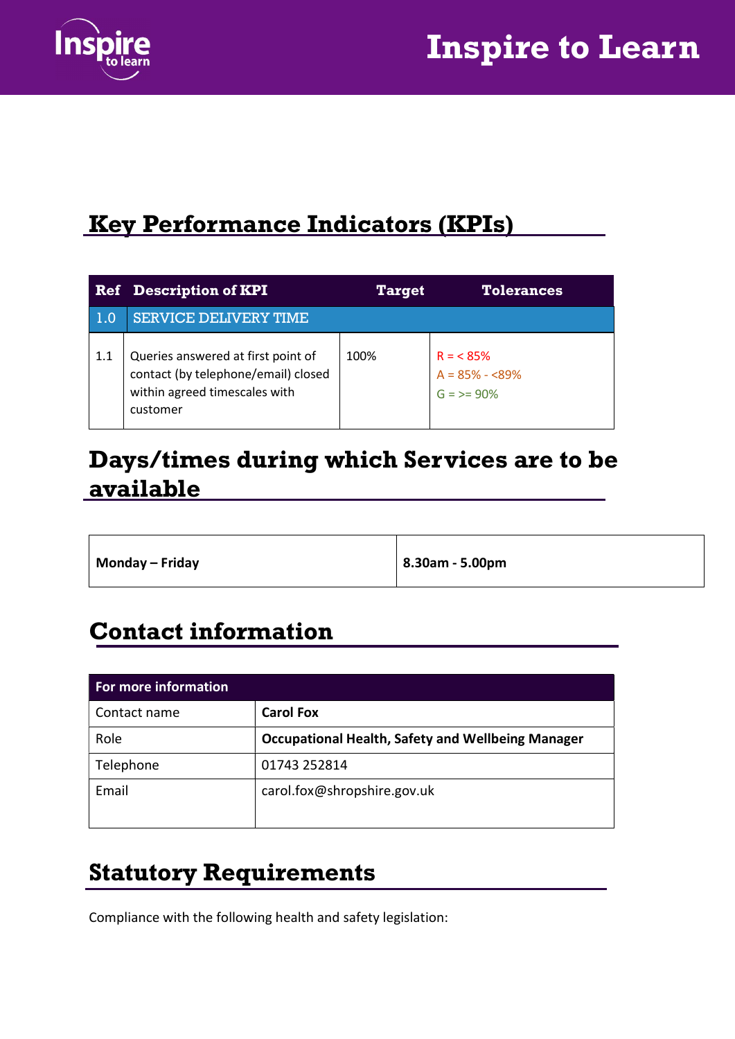## Key Performance Indicators (KPIs)

| Ref | Description of KPI | Target | Tolerances |
|---|---|---|---|
| 1.0 | SERVICE DELIVERY TIME | | |
| 1.1 | Queries answered at first point of contact (by telephone/email) closed within agreed timescales with customer | 100% | R = < 85%<br>A = 85% - <89%<br>G = >= 90% |

## Days/times during which Services are to be available

| | |
|---|---|
| **Monday – Friday** | **8.30am - 5.00pm** |

## Contact information

| For more information | |
|---|---|
| Contact name | **Carol Fox** |
| Role | **Occupational Health, Safety and Wellbeing Manager** |
| Telephone | 01743 252814 |
| Email | carol.fox@shropshire.gov.uk |

## Statutory Requirements

Compliance with the following health and safety legislation: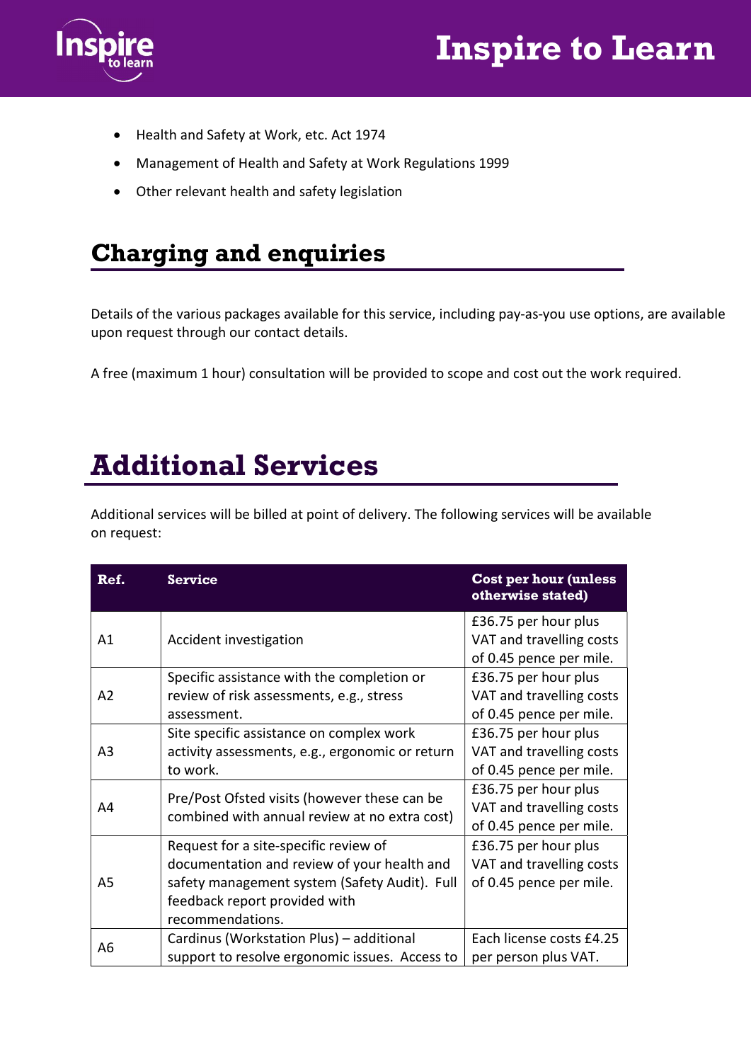- Health and Safety at Work, etc. Act 1974
- Management of Health and Safety at Work Regulations 1999
- Other relevant health and safety legislation

## Charging and enquiries

Details of the various packages available for this service, including pay-as-you use options, are available upon request through our contact details.

A free (maximum 1 hour) consultation will be provided to scope and cost out the work required.

# Additional Services

Additional services will be billed at point of delivery. The following services will be available on request:

| Ref. | Service | Cost per hour (unless otherwise stated) |
|---|---|---|
| A1 | Accident investigation | £36.75 per hour plus VAT and travelling costs of 0.45 pence per mile. |
| A2 | Specific assistance with the completion or review of risk assessments, e.g., stress assessment. | £36.75 per hour plus VAT and travelling costs of 0.45 pence per mile. |
| A3 | Site specific assistance on complex work activity assessments, e.g., ergonomic or return to work. | £36.75 per hour plus VAT and travelling costs of 0.45 pence per mile. |
| A4 | Pre/Post Ofsted visits (however these can be combined with annual review at no extra cost) | £36.75 per hour plus VAT and travelling costs of 0.45 pence per mile. |
| A5 | Request for a site-specific review of documentation and review of your health and safety management system (Safety Audit). Full feedback report provided with recommendations. | £36.75 per hour plus VAT and travelling costs of 0.45 pence per mile. |
| A6 | Cardinus (Workstation Plus) – additional support to resolve ergonomic issues. Access to | Each license costs £4.25 per person plus VAT. |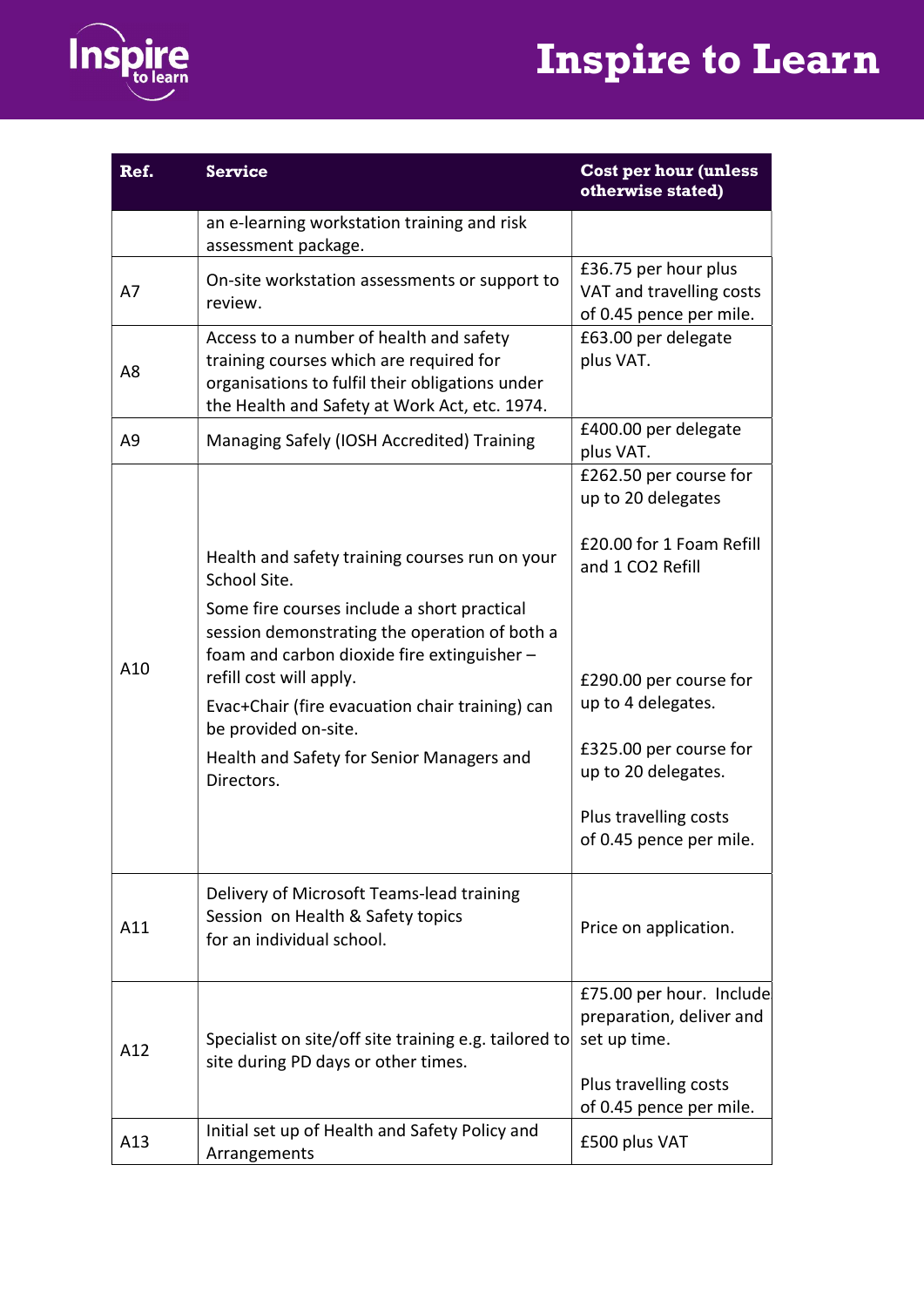| Ref. | Service | Cost per hour (unless otherwise stated) |
|---|---|---|
| | an e-learning workstation training and risk assessment package. | |
| A7 | On-site workstation assessments or support to review. | £36.75 per hour plus VAT and travelling costs of 0.45 pence per mile. |
| A8 | Access to a number of health and safety training courses which are required for organisations to fulfil their obligations under the Health and Safety at Work Act, etc. 1974. | £63.00 per delegate plus VAT. |
| A9 | Managing Safely (IOSH Accredited) Training | £400.00 per delegate plus VAT. |
| A10 | Health and safety training courses run on your School Site. <br><br> Some fire courses include a short practical session demonstrating the operation of both a foam and carbon dioxide fire extinguisher – refill cost will apply. <br><br> Evac+Chair (fire evacuation chair training) can be provided on-site. <br><br> Health and Safety for Senior Managers and Directors. | £262.50 per course for up to 20 delegates <br><br> £20.00 for 1 Foam Refill and 1 CO2 Refill <br><br> £290.00 per course for up to 4 delegates. <br><br> £325.00 per course for up to 20 delegates. <br><br> Plus travelling costs of 0.45 pence per mile. |
| A11 | Delivery of Microsoft Teams-lead training Session on Health & Safety topics for an individual school. | Price on application. |
| A12 | Specialist on site/off site training e.g. tailored to site during PD days or other times. | £75.00 per hour. Include preparation, deliver and set up time. <br><br> Plus travelling costs of 0.45 pence per mile. |
| A13 | Initial set up of Health and Safety Policy and Arrangements | £500 plus VAT |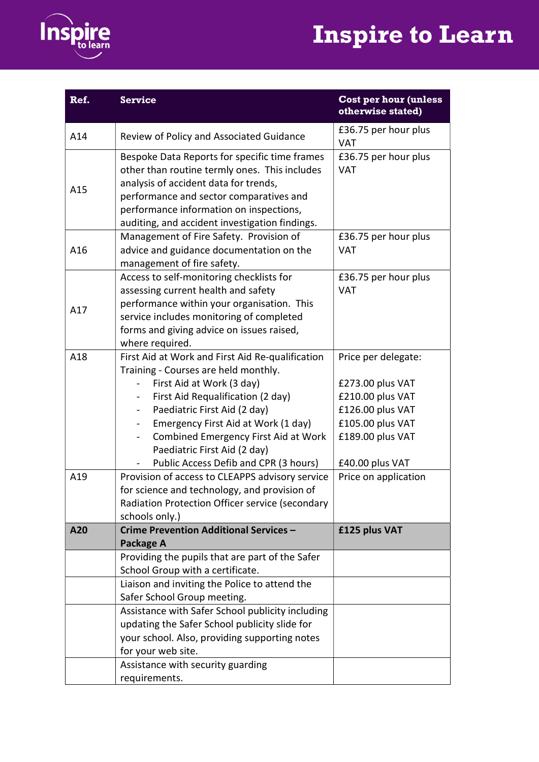| Ref. | Service | Cost per hour (unless otherwise stated) |
| --- | --- | --- |
| A14 | Review of Policy and Associated Guidance | £36.75 per hour plus VAT |
| A15 | Bespoke Data Reports for specific time frames other than routine termly ones. This includes analysis of accident data for trends, performance and sector comparatives and performance information on inspections, auditing, and accident investigation findings. | £36.75 per hour plus VAT |
| A16 | Management of Fire Safety. Provision of advice and guidance documentation on the management of fire safety. | £36.75 per hour plus VAT |
| A17 | Access to self-monitoring checklists for assessing current health and safety performance within your organisation. This service includes monitoring of completed forms and giving advice on issues raised, where required. | £36.75 per hour plus VAT |
| A18 | First Aid at Work and First Aid Re-qualification Training - Courses are held monthly.<br>- First Aid at Work (3 day)<br>- First Aid Requalification (2 day)<br>- Paediatric First Aid (2 day)<br>- Emergency First Aid at Work (1 day)<br>- Combined Emergency First Aid at Work Paediatric First Aid (2 day)<br>- Public Access Defib and CPR (3 hours) | Price per delegate:<br><br>£273.00 plus VAT<br>£210.00 plus VAT<br>£126.00 plus VAT<br>£105.00 plus VAT<br>£189.00 plus VAT<br><br>£40.00 plus VAT |
| A19 | Provision of access to CLEAPPS advisory service for science and technology, and provision of Radiation Protection Officer service (secondary schools only.) | Price on application |
| **A20** | **Crime Prevention Additional Services – Package A** | **£125 plus VAT** |
| | Providing the pupils that are part of the Safer School Group with a certificate. | |
| | Liaison and inviting the Police to attend the Safer School Group meeting. | |
| | Assistance with Safer School publicity including updating the Safer School publicity slide for your school. Also, providing supporting notes for your web site. | |
| | Assistance with security guarding requirements. | |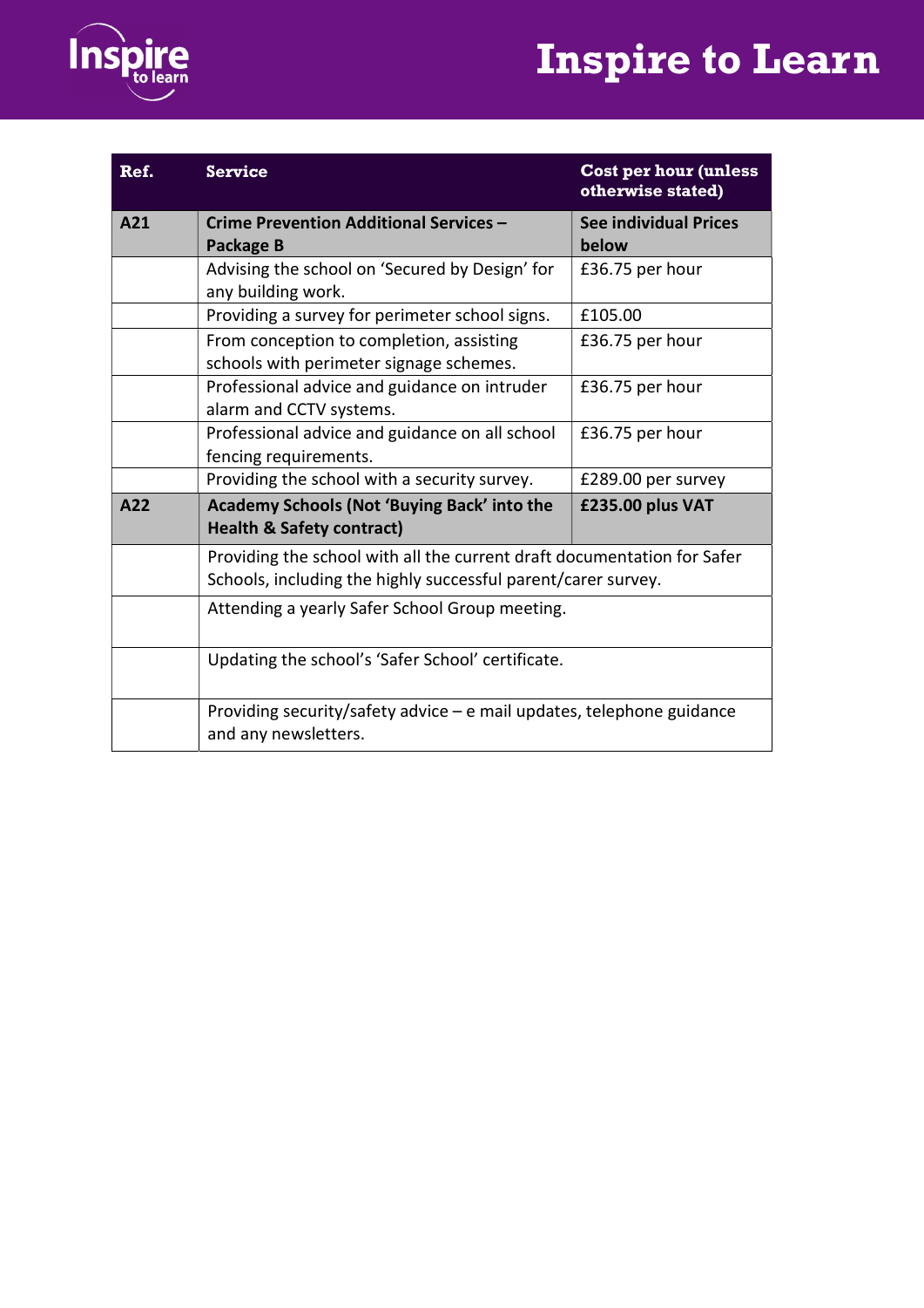| Ref. | Service | Cost per hour (unless otherwise stated) |
|---|---|---|
| **A21** | **Crime Prevention Additional Services – Package B** | **See individual Prices below** |
| | Advising the school on 'Secured by Design' for any building work. | £36.75 per hour |
| | Providing a survey for perimeter school signs. | £105.00 |
| | From conception to completion, assisting schools with perimeter signage schemes. | £36.75 per hour |
| | Professional advice and guidance on intruder alarm and CCTV systems. | £36.75 per hour |
| | Professional advice and guidance on all school fencing requirements. | £36.75 per hour |
| | Providing the school with a security survey. | £289.00 per survey |
| **A22** | **Academy Schools (Not 'Buying Back' into the Health & Safety contract)** | **£235.00 plus VAT** |
| | Providing the school with all the current draft documentation for Safer Schools, including the highly successful parent/carer survey. | |
| | Attending a yearly Safer School Group meeting. | |
| | Updating the school's 'Safer School' certificate. | |
| | Providing security/safety advice – e mail updates, telephone guidance and any newsletters. | |